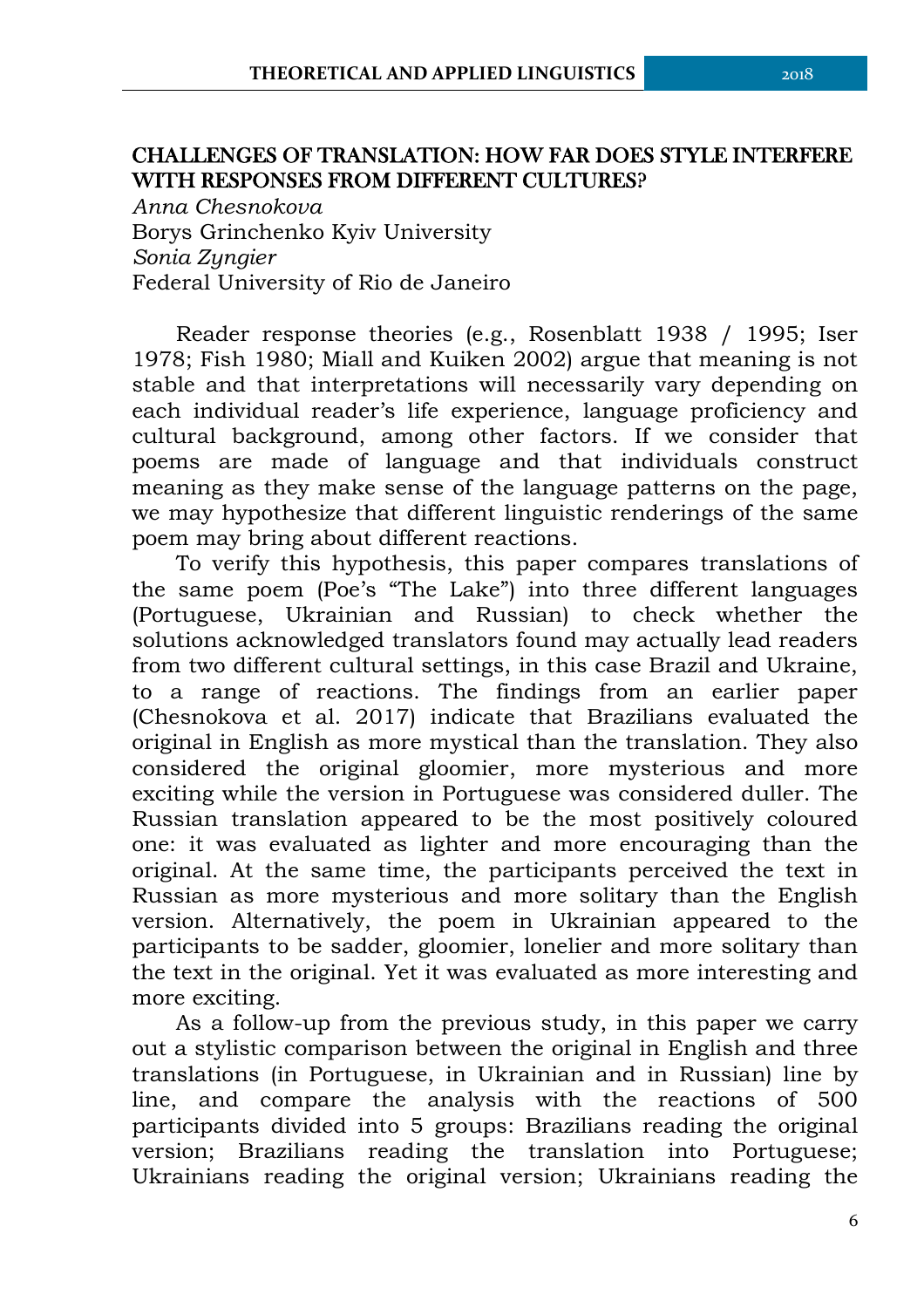## CHALLENGES OF TRANSLATION: HOW FAR DOES STYLE INTERFERE WITH RESPONSES FROM DIFFERENT CULTURES?

*Anna Chesnokova*
Borys Grinchenko Kyiv University
*Sonia Zyngier*
Federal University of Rio de Janeiro

Reader response theories (e.g., Rosenblatt 1938 / 1995; Iser 1978; Fish 1980; Miall and Kuiken 2002) argue that meaning is not stable and that interpretations will necessarily vary depending on each individual reader's life experience, language proficiency and cultural background, among other factors. If we consider that poems are made of language and that individuals construct meaning as they make sense of the language patterns on the page, we may hypothesize that different linguistic renderings of the same poem may bring about different reactions.

To verify this hypothesis, this paper compares translations of the same poem (Poe's "The Lake") into three different languages (Portuguese, Ukrainian and Russian) to check whether the solutions acknowledged translators found may actually lead readers from two different cultural settings, in this case Brazil and Ukraine, to a range of reactions. The findings from an earlier paper (Chesnokova et al. 2017) indicate that Brazilians evaluated the original in English as more mystical than the translation. They also considered the original gloomier, more mysterious and more exciting while the version in Portuguese was considered duller. The Russian translation appeared to be the most positively coloured one: it was evaluated as lighter and more encouraging than the original. At the same time, the participants perceived the text in Russian as more mysterious and more solitary than the English version. Alternatively, the poem in Ukrainian appeared to the participants to be sadder, gloomier, lonelier and more solitary than the text in the original. Yet it was evaluated as more interesting and more exciting.

As a follow-up from the previous study, in this paper we carry out a stylistic comparison between the original in English and three translations (in Portuguese, in Ukrainian and in Russian) line by line, and compare the analysis with the reactions of 500 participants divided into 5 groups: Brazilians reading the original version; Brazilians reading the translation into Portuguese; Ukrainians reading the original version; Ukrainians reading the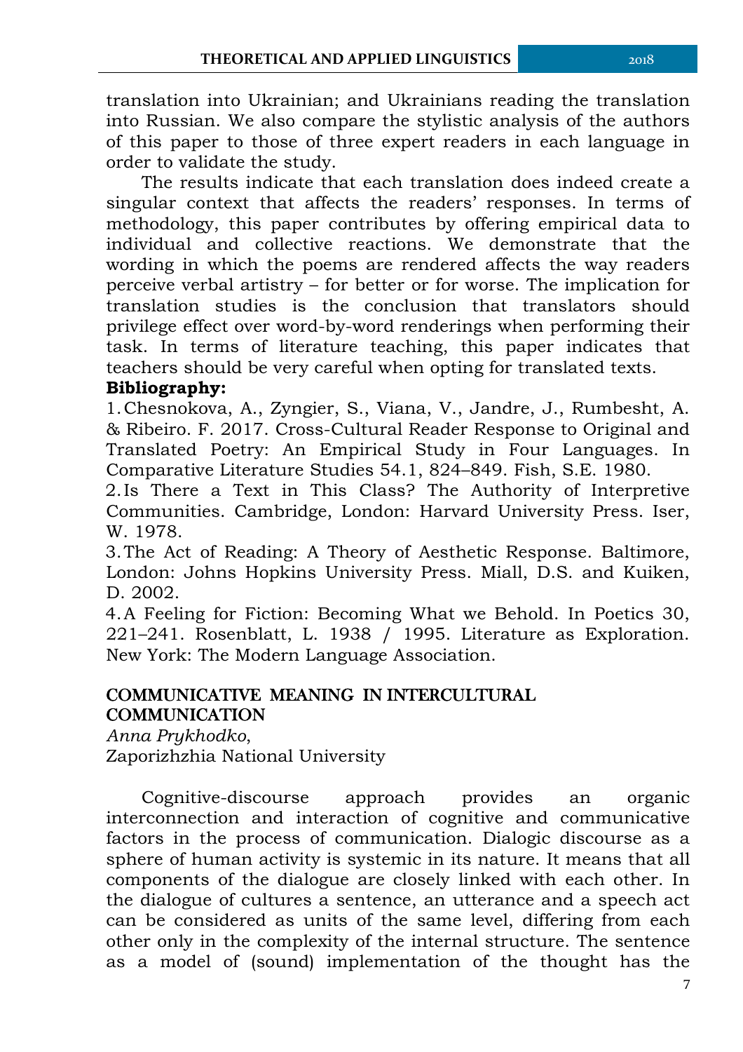translation into Ukrainian; and Ukrainians reading the translation into Russian. We also compare the stylistic analysis of the authors of this paper to those of three expert readers in each language in order to validate the study.

The results indicate that each translation does indeed create a singular context that affects the readers' responses. In terms of methodology, this paper contributes by offering empirical data to individual and collective reactions. We demonstrate that the wording in which the poems are rendered affects the way readers perceive verbal artistry – for better or for worse. The implication for translation studies is the conclusion that translators should privilege effect over word-by-word renderings when performing their task. In terms of literature teaching, this paper indicates that teachers should be very careful when opting for translated texts.

**Bibliography:**

1. Chesnokova, A., Zyngier, S., Viana, V., Jandre, J., Rumbesht, A. & Ribeiro. F. 2017. Cross-Cultural Reader Response to Original and Translated Poetry: An Empirical Study in Four Languages. In Comparative Literature Studies 54.1, 824–849. Fish, S.E. 1980.
2. Is There a Text in This Class? The Authority of Interpretive Communities. Cambridge, London: Harvard University Press. Iser, W. 1978.
3. The Act of Reading: A Theory of Aesthetic Response. Baltimore, London: Johns Hopkins University Press. Miall, D.S. and Kuiken, D. 2002.
4. A Feeling for Fiction: Becoming What we Behold. In Poetics 30, 221–241. Rosenblatt, L. 1938 / 1995. Literature as Exploration. New York: The Modern Language Association.

## COMMUNICATIVE MEANING IN INTERCULTURAL COMMUNICATION

*Anna Prykhodko*,
Zaporizhzhia National University

Cognitive-discourse approach provides an organic interconnection and interaction of cognitive and communicative factors in the process of communication. Dialogic discourse as a sphere of human activity is systemic in its nature. It means that all components of the dialogue are closely linked with each other. In the dialogue of cultures a sentence, an utterance and a speech act can be considered as units of the same level, differing from each other only in the complexity of the internal structure. The sentence as a model of (sound) implementation of the thought has the